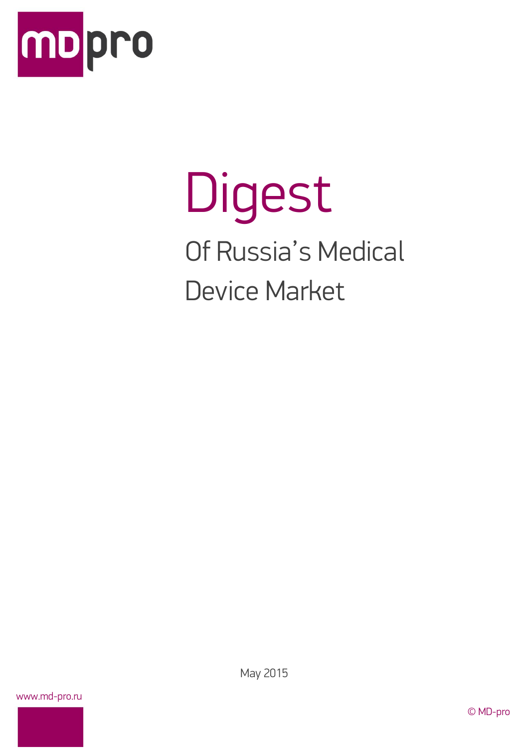mdpro

# Digest

## Of Russia's Medical Device Market

May 2015

www.md-pro.ru

© MD-pro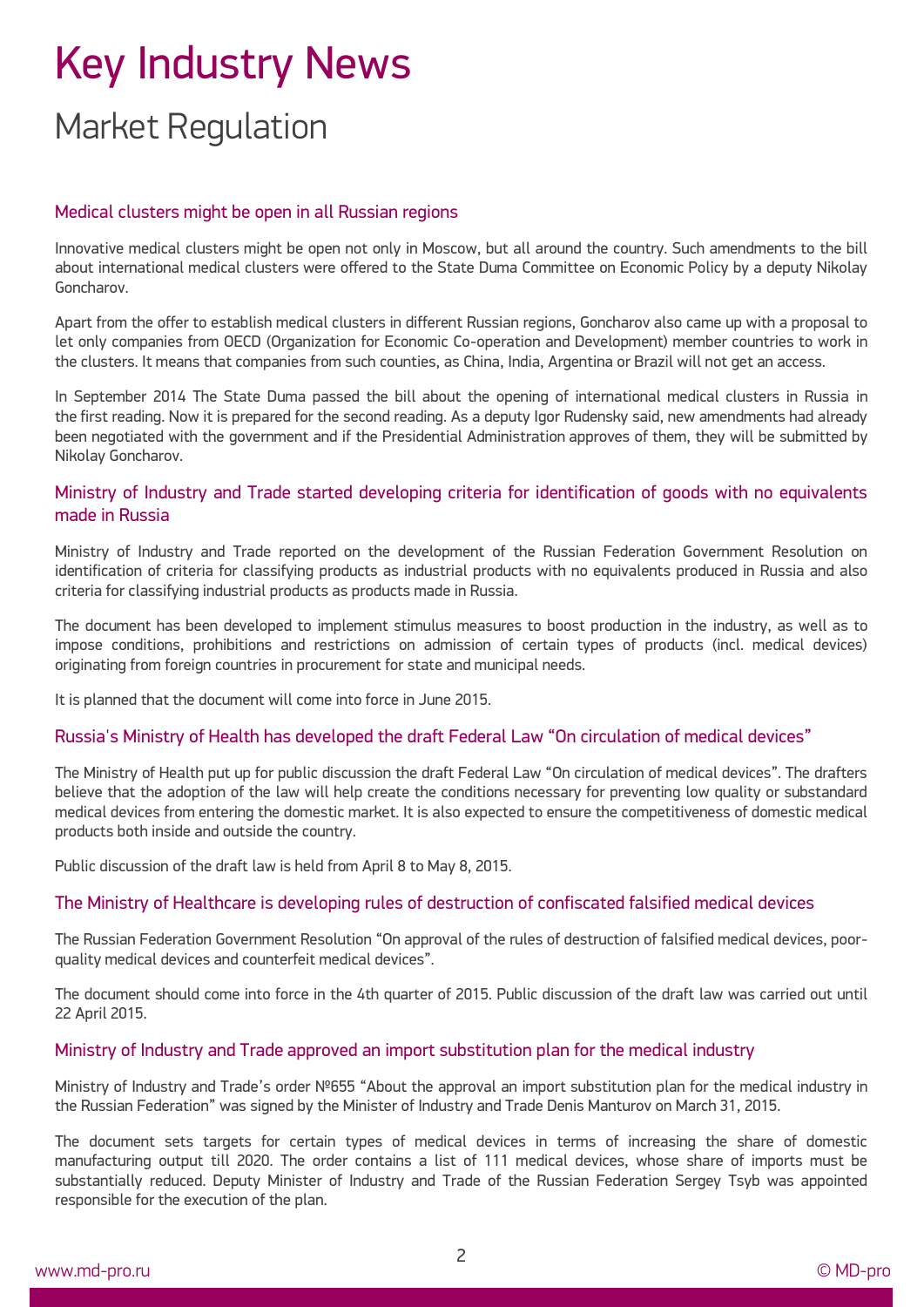# Key Industry News

## Market Regulation

### Medical clusters might be open in all Russian regions

Innovative medical clusters might be open not only in Moscow, but all around the country. Such amendments to the bill about international medical clusters were offered to the State Duma Committee on Economic Policy by a deputy Nikolay Goncharov.

Apart from the offer to establish medical clusters in different Russian regions, Goncharov also came up with a proposal to let only companies from OECD (Organization for Economic Co-operation and Development) member countries to work in the clusters. It means that companies from such counties, as China, India, Argentina or Brazil will not get an access.

In September 2014 The State Duma passed the bill about the opening of international medical clusters in Russia in the first reading. Now it is prepared for the second reading. As a deputy Igor Rudensky said, new amendments had already been negotiated with the government and if the Presidential Administration approves of them, they will be submitted by Nikolay Goncharov.

### Ministry of Industry and Trade started developing criteria for identification of goods with no equivalents made in Russia

Ministry of Industry and Trade reported on the development of the Russian Federation Government Resolution on identification of criteria for classifying products as industrial products with no equivalents produced in Russia and also criteria for classifying industrial products as products made in Russia.

The document has been developed to implement stimulus measures to boost production in the industry, as well as to impose conditions, prohibitions and restrictions on admission of certain types of products (incl. medical devices) originating from foreign countries in procurement for state and municipal needs.

It is planned that the document will come into force in June 2015.

### Russia's Ministry of Health has developed the draft Federal Law "On circulation of medical devices"

The Ministry of Health put up for public discussion the draft Federal Law "On circulation of medical devices". The drafters believe that the adoption of the law will help create the conditions necessary for preventing low quality or substandard medical devices from entering the domestic market. It is also expected to ensure the competitiveness of domestic medical products both inside and outside the country.

Public discussion of the draft law is held from April 8 to May 8, 2015.

### The Ministry of Healthcare is developing rules of destruction of confiscated falsified medical devices

The Russian Federation Government Resolution "On approval of the rules of destruction of falsified medical devices, poor-quality medical devices and counterfeit medical devices".

The document should come into force in the 4th quarter of 2015. Public discussion of the draft law was carried out until 22 April 2015.

### Ministry of Industry and Trade approved an import substitution plan for the medical industry

Ministry of Industry and Trade's order №655 "About the approval an import substitution plan for the medical industry in the Russian Federation" was signed by the Minister of Industry and Trade Denis Manturov on March 31, 2015.

The document sets targets for certain types of medical devices in terms of increasing the share of domestic manufacturing output till 2020. The order contains a list of 111 medical devices, whose share of imports must be substantially reduced. Deputy Minister of Industry and Trade of the Russian Federation Sergey Tsyb was appointed responsible for the execution of the plan.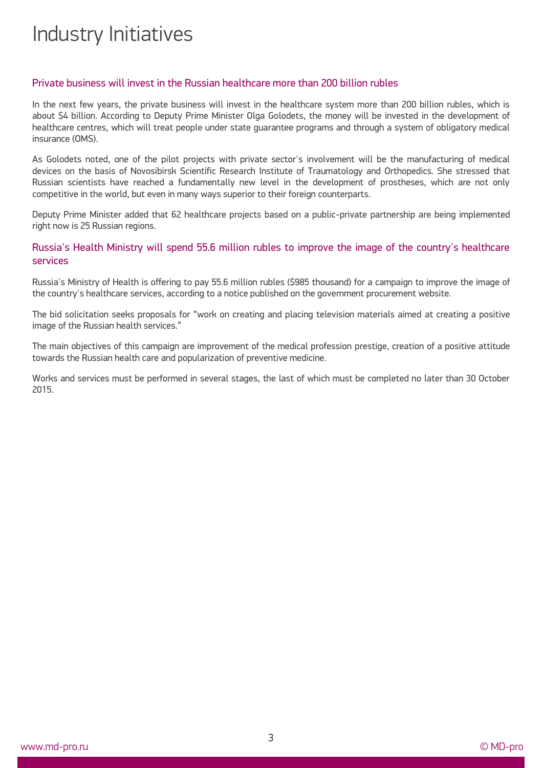# Industry Initiatives

## Private business will invest in the Russian healthcare more than 200 billion rubles

In the next few years, the private business will invest in the healthcare system more than 200 billion rubles, which is about $4 billion. According to Deputy Prime Minister Olga Golodets, the money will be invested in the development of healthcare centres, which will treat people under state guarantee programs and through a system of obligatory medical insurance (OMS).

As Golodets noted, one of the pilot projects with private sector's involvement will be the manufacturing of medical devices on the basis of Novosibirsk Scientific Research Institute of Traumatology and Orthopedics. She stressed that Russian scientists have reached a fundamentally new level in the development of prostheses, which are not only competitive in the world, but even in many ways superior to their foreign counterparts.

Deputy Prime Minister added that 62 healthcare projects based on a public-private partnership are being implemented right now is 25 Russian regions.

## Russia's Health Ministry will spend 55.6 million rubles to improve the image of the country's healthcare services

Russia's Ministry of Health is offering to pay 55.6 million rubles ($985 thousand) for a campaign to improve the image of the country's healthcare services, according to a notice published on the government procurement website.

The bid solicitation seeks proposals for "work on creating and placing television materials aimed at creating a positive image of the Russian health services."

The main objectives of this campaign are improvement of the medical profession prestige, creation of a positive attitude towards the Russian health care and popularization of preventive medicine.

Works and services must be performed in several stages, the last of which must be completed no later than 30 October 2015.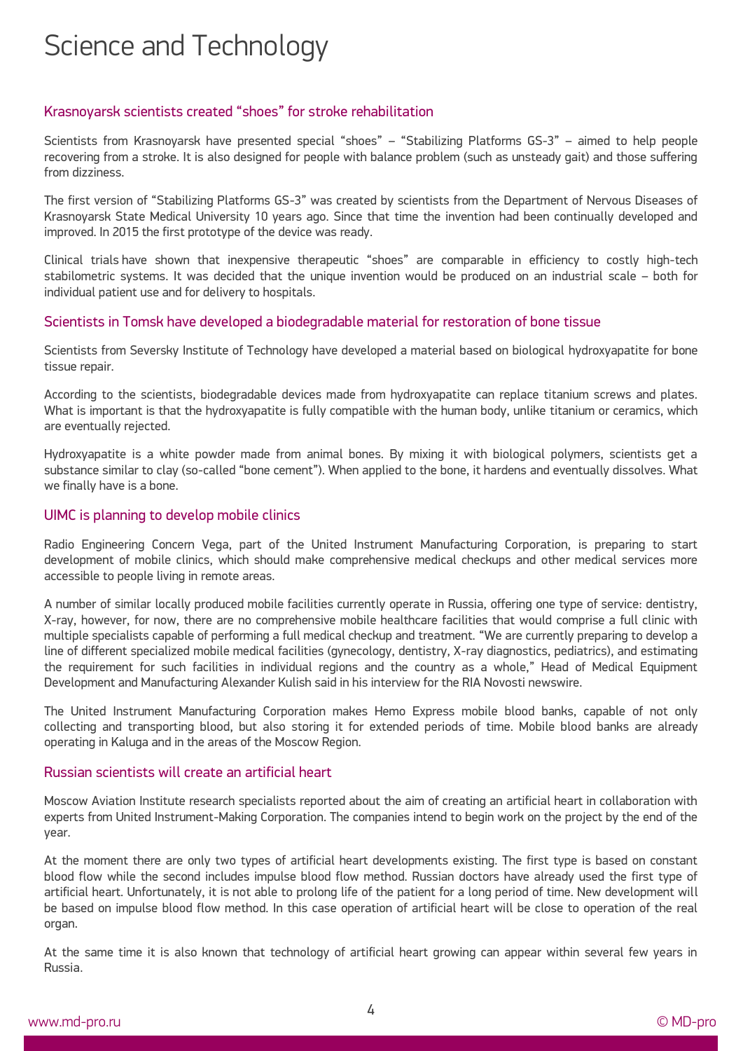# Science and Technology

## Krasnoyarsk scientists created "shoes" for stroke rehabilitation

Scientists from Krasnoyarsk have presented special "shoes" – "Stabilizing Platforms GS-3" – aimed to help people recovering from a stroke. It is also designed for people with balance problem (such as unsteady gait) and those suffering from dizziness.

The first version of "Stabilizing Platforms GS-3" was created by scientists from the Department of Nervous Diseases of Krasnoyarsk State Medical University 10 years ago. Since that time the invention had been continually developed and improved. In 2015 the first prototype of the device was ready.

Clinical trials have shown that inexpensive therapeutic "shoes" are comparable in efficiency to costly high-tech stabilometric systems. It was decided that the unique invention would be produced on an industrial scale – both for individual patient use and for delivery to hospitals.

## Scientists in Tomsk have developed a biodegradable material for restoration of bone tissue

Scientists from Seversky Institute of Technology have developed a material based on biological hydroxyapatite for bone tissue repair.

According to the scientists, biodegradable devices made from hydroxyapatite can replace titanium screws and plates. What is important is that the hydroxyapatite is fully compatible with the human body, unlike titanium or ceramics, which are eventually rejected.

Hydroxyapatite is a white powder made from animal bones. By mixing it with biological polymers, scientists get a substance similar to clay (so-called "bone cement"). When applied to the bone, it hardens and eventually dissolves. What we finally have is a bone.

## UIMC is planning to develop mobile clinics

Radio Engineering Concern Vega, part of the United Instrument Manufacturing Corporation, is preparing to start development of mobile clinics, which should make comprehensive medical checkups and other medical services more accessible to people living in remote areas.

A number of similar locally produced mobile facilities currently operate in Russia, offering one type of service: dentistry, X-ray, however, for now, there are no comprehensive mobile healthcare facilities that would comprise a full clinic with multiple specialists capable of performing a full medical checkup and treatment. "We are currently preparing to develop a line of different specialized mobile medical facilities (gynecology, dentistry, X-ray diagnostics, pediatrics), and estimating the requirement for such facilities in individual regions and the country as a whole," Head of Medical Equipment Development and Manufacturing Alexander Kulish said in his interview for the RIA Novosti newswire.

The United Instrument Manufacturing Corporation makes Hemo Express mobile blood banks, capable of not only collecting and transporting blood, but also storing it for extended periods of time. Mobile blood banks are already operating in Kaluga and in the areas of the Moscow Region.

## Russian scientists will create an artificial heart

Moscow Aviation Institute research specialists reported about the aim of creating an artificial heart in collaboration with experts from United Instrument-Making Corporation. The companies intend to begin work on the project by the end of the year.

At the moment there are only two types of artificial heart developments existing. The first type is based on constant blood flow while the second includes impulse blood flow method. Russian doctors have already used the first type of artificial heart. Unfortunately, it is not able to prolong life of the patient for a long period of time. New development will be based on impulse blood flow method. In this case operation of artificial heart will be close to operation of the real organ.

At the same time it is also known that technology of artificial heart growing can appear within several few years in Russia.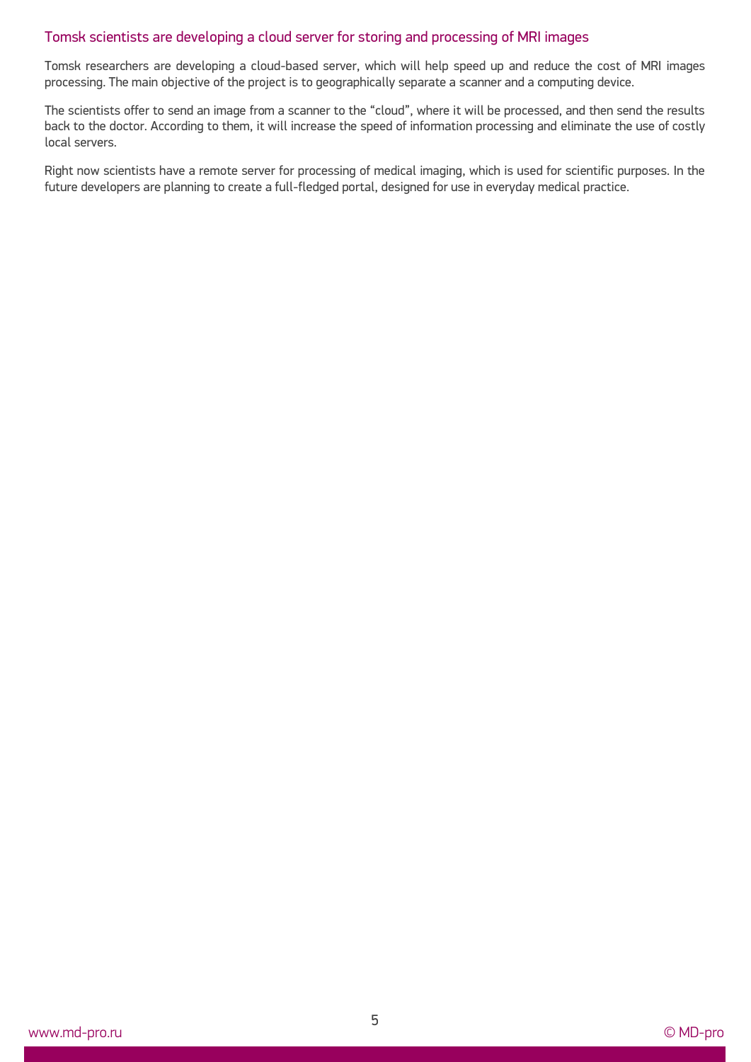## Tomsk scientists are developing a cloud server for storing and processing of MRI images

Tomsk researchers are developing a cloud-based server, which will help speed up and reduce the cost of MRI images processing. The main objective of the project is to geographically separate a scanner and a computing device.

The scientists offer to send an image from a scanner to the “cloud”, where it will be processed, and then send the results back to the doctor. According to them, it will increase the speed of information processing and eliminate the use of costly local servers.

Right now scientists have a remote server for processing of medical imaging, which is used for scientific purposes. In the future developers are planning to create a full-fledged portal, designed for use in everyday medical practice.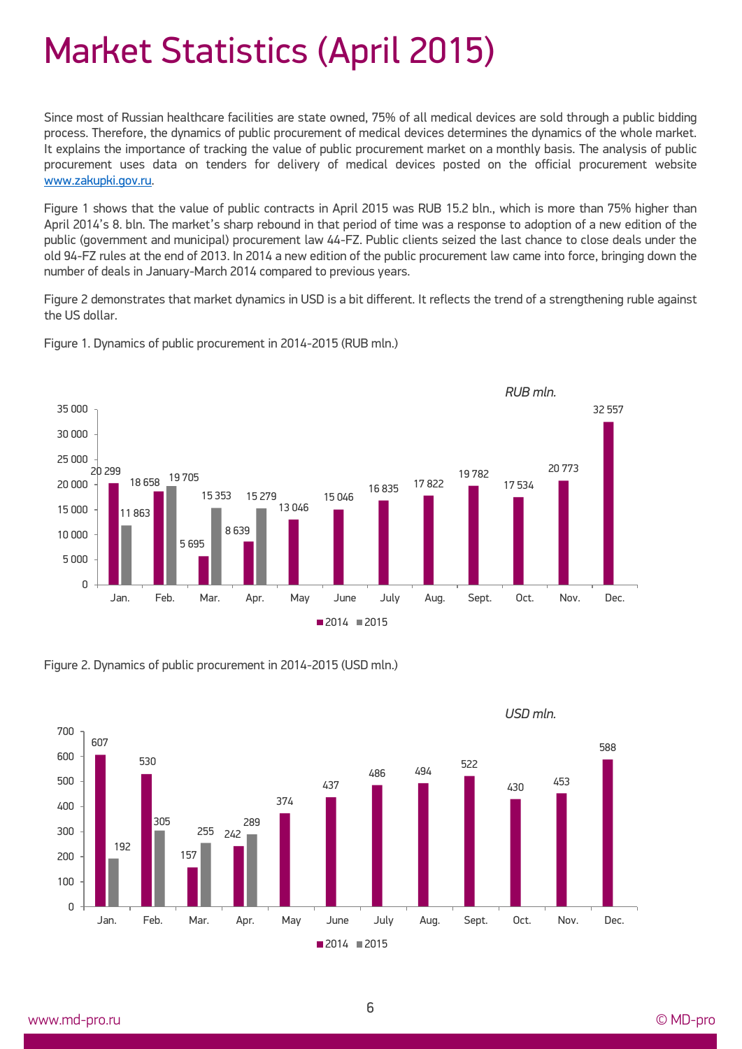# Market Statistics (April 2015)

Since most of Russian healthcare facilities are state owned, 75% of all medical devices are sold through a public bidding process. Therefore, the dynamics of public procurement of medical devices determines the dynamics of the whole market. It explains the importance of tracking the value of public procurement market on a monthly basis. The analysis of public procurement uses data on tenders for delivery of medical devices posted on the official procurement website [www.zakupki.gov.ru](http://www.zakupki.gov.ru).

Figure 1 shows that the value of public contracts in April 2015 was RUB 15.2 bln., which is more than 75% higher than April 2014's 8. bln. The market's sharp rebound in that period of time was a response to adoption of a new edition of the public (government and municipal) procurement law 44-FZ. Public clients seized the last chance to close deals under the old 94-FZ rules at the end of 2013. In 2014 a new edition of the public procurement law came into force, bringing down the number of deals in January-March 2014 compared to previous years.

Figure 2 demonstrates that market dynamics in USD is a bit different. It reflects the trend of a strengthening ruble against the US dollar.

Figure 1. Dynamics of public procurement in 2014-2015 (RUB mln.)

| RUB mln. | Jan. | Feb. | Mar. | Apr. | May | June | July | Aug. | Sept. | Oct. | Nov. | Dec. |
|---|---|---|---|---|---|---|---|---|---|---|---|---|
| 2014 | 20 299 | 18 658 | 5 695 | 8 639 | 13 046 | 15 046 | 16 835 | 17 822 | 19 782 | 17 534 | 20 773 | 32 557 |
| 2015 | 11 863 | 19 705 | 15 353 | 15 279 | | | | | | | | |

Figure 2. Dynamics of public procurement in 2014-2015 (USD mln.)

| USD mln. | Jan. | Feb. | Mar. | Apr. | May | June | July | Aug. | Sept. | Oct. | Nov. | Dec. |
|---|---|---|---|---|---|---|---|---|---|---|---|---|
| 2014 | 607 | 530 | 157 | 242 | 374 | 437 | 486 | 494 | 522 | 430 | 453 | 588 |
| 2015 | 192 | 305 | 255 | 289 | | | | | | | | |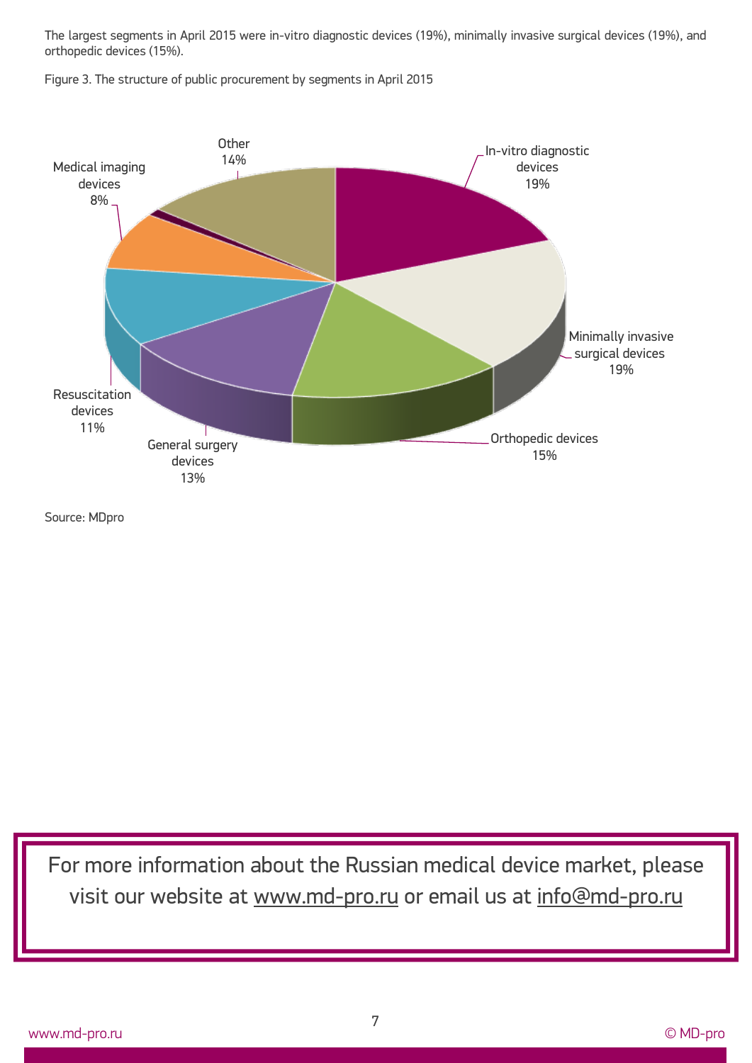The largest segments in April 2015 were in-vitro diagnostic devices (19%), minimally invasive surgical devices (19%), and orthopedic devices (15%).

Figure 3. The structure of public procurement by segments in April 2015

Other
14%

In-vitro diagnostic devices
19%

Medical imaging devices
8%

Minimally invasive surgical devices
19%

Resuscitation devices
11%

Orthopedic devices
15%

General surgery devices
13%

Source: MDpro

For more information about the Russian medical device market, please visit our website at www.md-pro.ru or email us at info@md-pro.ru